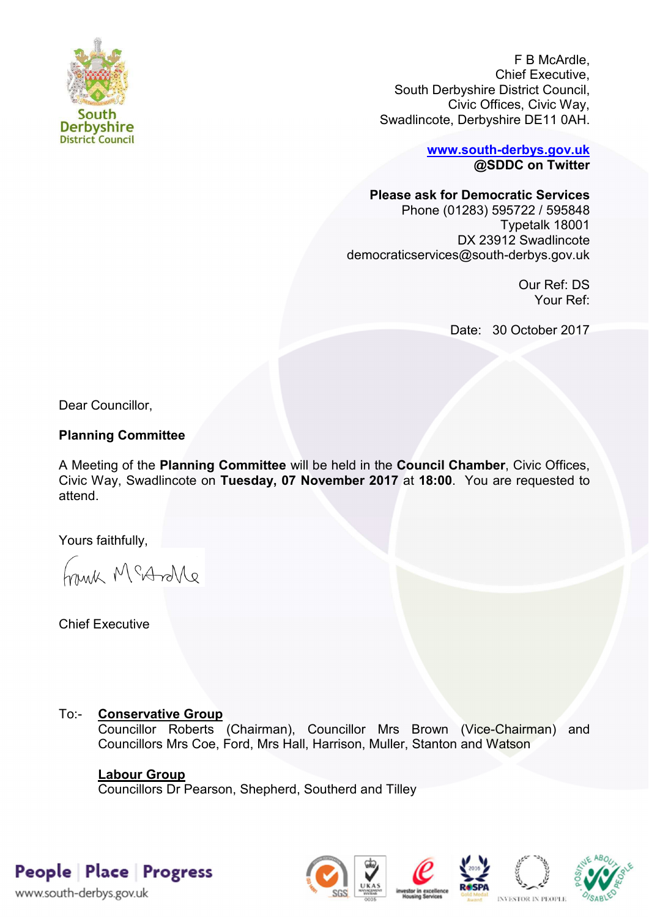South Derbyshire District Council

F B McArdle,
Chief Executive,
South Derbyshire District Council,
Civic Offices, Civic Way,
Swadlincote, Derbyshire DE11 0AH.

**www.south-derbys.gov.uk**
**@SDDC on Twitter**

**Please ask for Democratic Services**
Phone (01283) 595722 / 595848
Typetalk 18001
DX 23912 Swadlincote
democraticservices@south-derbys.gov.uk

Our Ref: DS
Your Ref:

Date: 30 October 2017

Dear Councillor,

**Planning Committee**

A Meeting of the **Planning Committee** will be held in the **Council Chamber**, Civic Offices, Civic Way, Swadlincote on **Tuesday, 07 November 2017** at **18:00**. You are requested to attend.

Yours faithfully,

Frank McArdle

Chief Executive

To:- **Conservative Group**
Councillor Roberts (Chairman), Councillor Mrs Brown (Vice-Chairman) and Councillors Mrs Coe, Ford, Mrs Hall, Harrison, Muller, Stanton and Watson

**Labour Group**
Councillors Dr Pearson, Shepherd, Southerd and Tilley

People | Place | Progress
www.south-derbys.gov.uk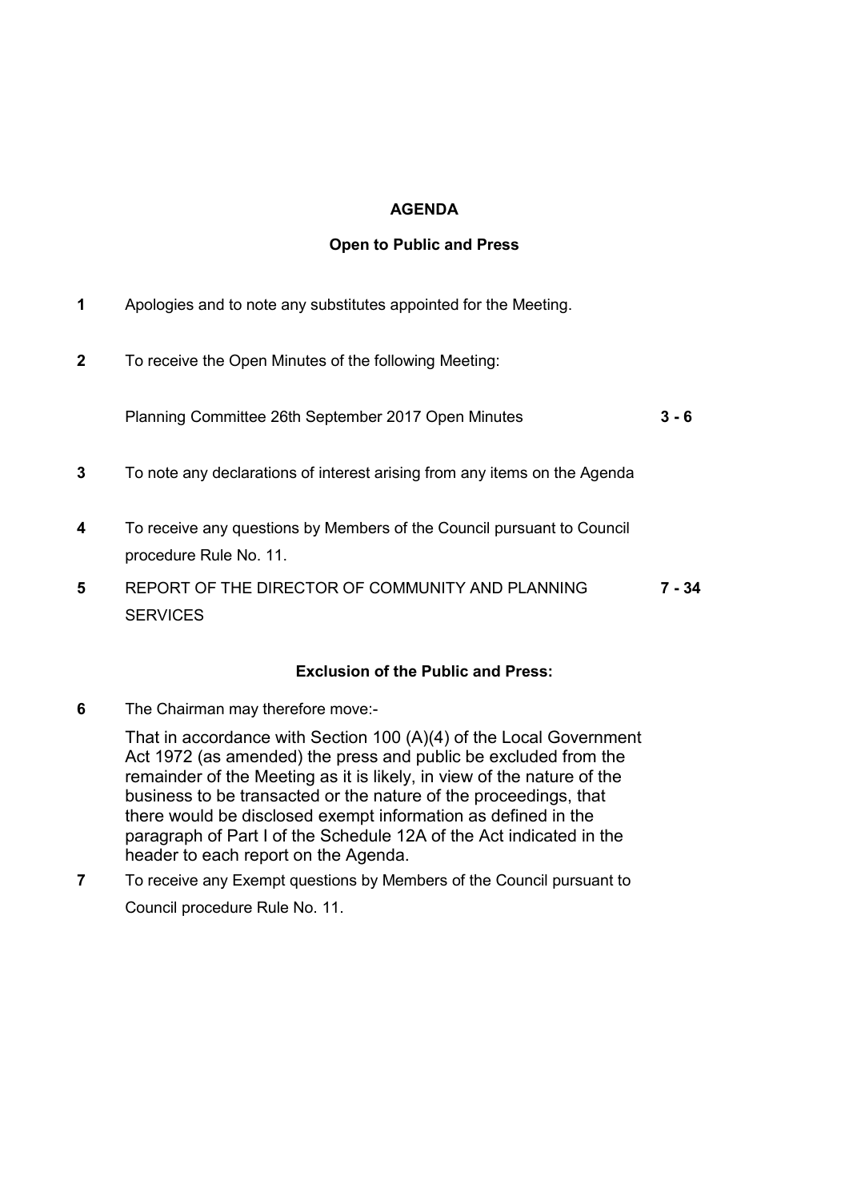# AGENDA

## Open to Public and Press

**1** Apologies and to note any substitutes appointed for the Meeting.

**2** To receive the Open Minutes of the following Meeting:

Planning Committee 26th September 2017 Open Minutes **3 - 6**

**3** To note any declarations of interest arising from any items on the Agenda

**4** To receive any questions by Members of the Council pursuant to Council procedure Rule No. 11.

**5** REPORT OF THE DIRECTOR OF COMMUNITY AND PLANNING SERVICES **7 - 34**

## Exclusion of the Public and Press:

**6** The Chairman may therefore move:-

That in accordance with Section 100 (A)(4) of the Local Government Act 1972 (as amended) the press and public be excluded from the remainder of the Meeting as it is likely, in view of the nature of the business to be transacted or the nature of the proceedings, that there would be disclosed exempt information as defined in the paragraph of Part I of the Schedule 12A of the Act indicated in the header to each report on the Agenda.

**7** To receive any Exempt questions by Members of the Council pursuant to Council procedure Rule No. 11.